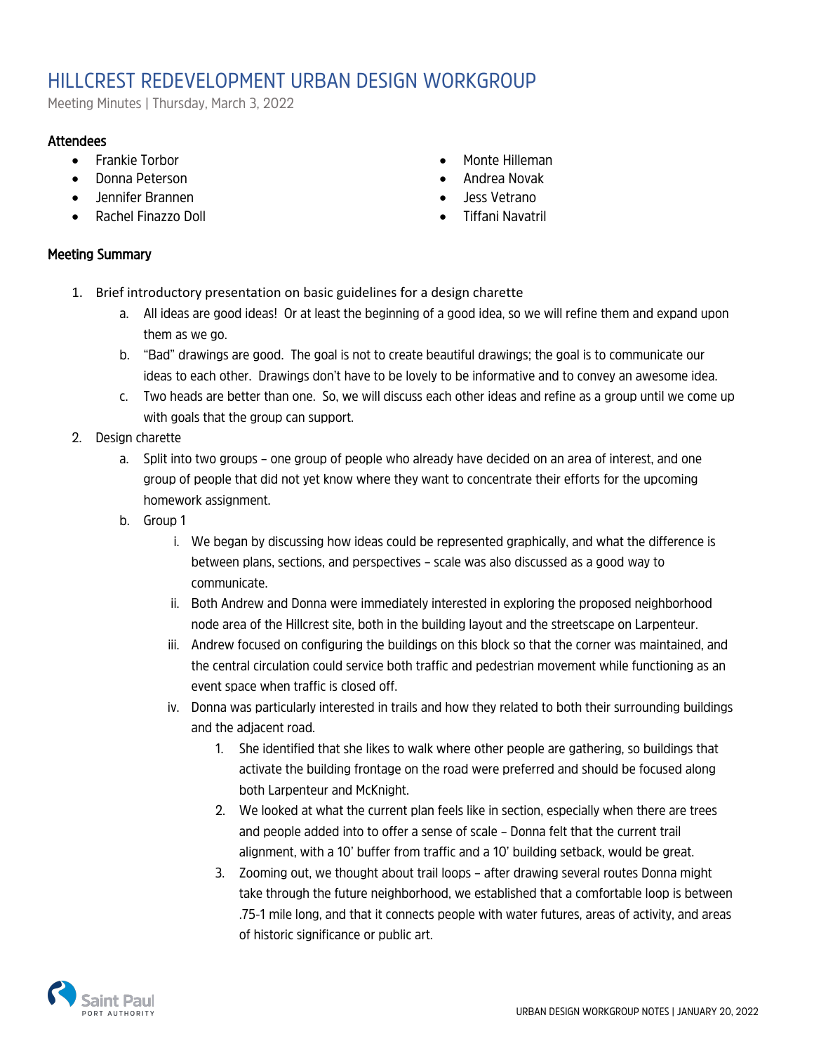# HILLCREST REDEVELOPMENT URBAN DESIGN WORKGROUP

Meeting Minutes | Thursday, March 3, 2022

### Attendees

- Frankie Torbor
- Donna Peterson
- Jennifer Brannen
- Rachel Finazzo Doll
- Monte Hilleman
- Andrea Novak
- Jess Vetrano
- Tiffani Navatril

### Meeting Summary

1. Brief introductory presentation on basic guidelines for a design charette
    a. All ideas are good ideas! Or at least the beginning of a good idea, so we will refine them and expand upon them as we go.
    b. "Bad" drawings are good. The goal is not to create beautiful drawings; the goal is to communicate our ideas to each other. Drawings don't have to be lovely to be informative and to convey an awesome idea.
    c. Two heads are better than one. So, we will discuss each other ideas and refine as a group until we come up with goals that the group can support.
2. Design charette
    a. Split into two groups – one group of people who already have decided on an area of interest, and one group of people that did not yet know where they want to concentrate their efforts for the upcoming homework assignment.
    b. Group 1
        i. We began by discussing how ideas could be represented graphically, and what the difference is between plans, sections, and perspectives – scale was also discussed as a good way to communicate.
        ii. Both Andrew and Donna were immediately interested in exploring the proposed neighborhood node area of the Hillcrest site, both in the building layout and the streetscape on Larpenteur.
        iii. Andrew focused on configuring the buildings on this block so that the corner was maintained, and the central circulation could service both traffic and pedestrian movement while functioning as an event space when traffic is closed off.
        iv. Donna was particularly interested in trails and how they related to both their surrounding buildings and the adjacent road.
            1. She identified that she likes to walk where other people are gathering, so buildings that activate the building frontage on the road were preferred and should be focused along both Larpenteur and McKnight.
            2. We looked at what the current plan feels like in section, especially when there are trees and people added into to offer a sense of scale – Donna felt that the current trail alignment, with a 10' buffer from traffic and a 10' building setback, would be great.
            3. Zooming out, we thought about trail loops – after drawing several routes Donna might take through the future neighborhood, we established that a comfortable loop is between .75-1 mile long, and that it connects people with water futures, areas of activity, and areas of historic significance or public art.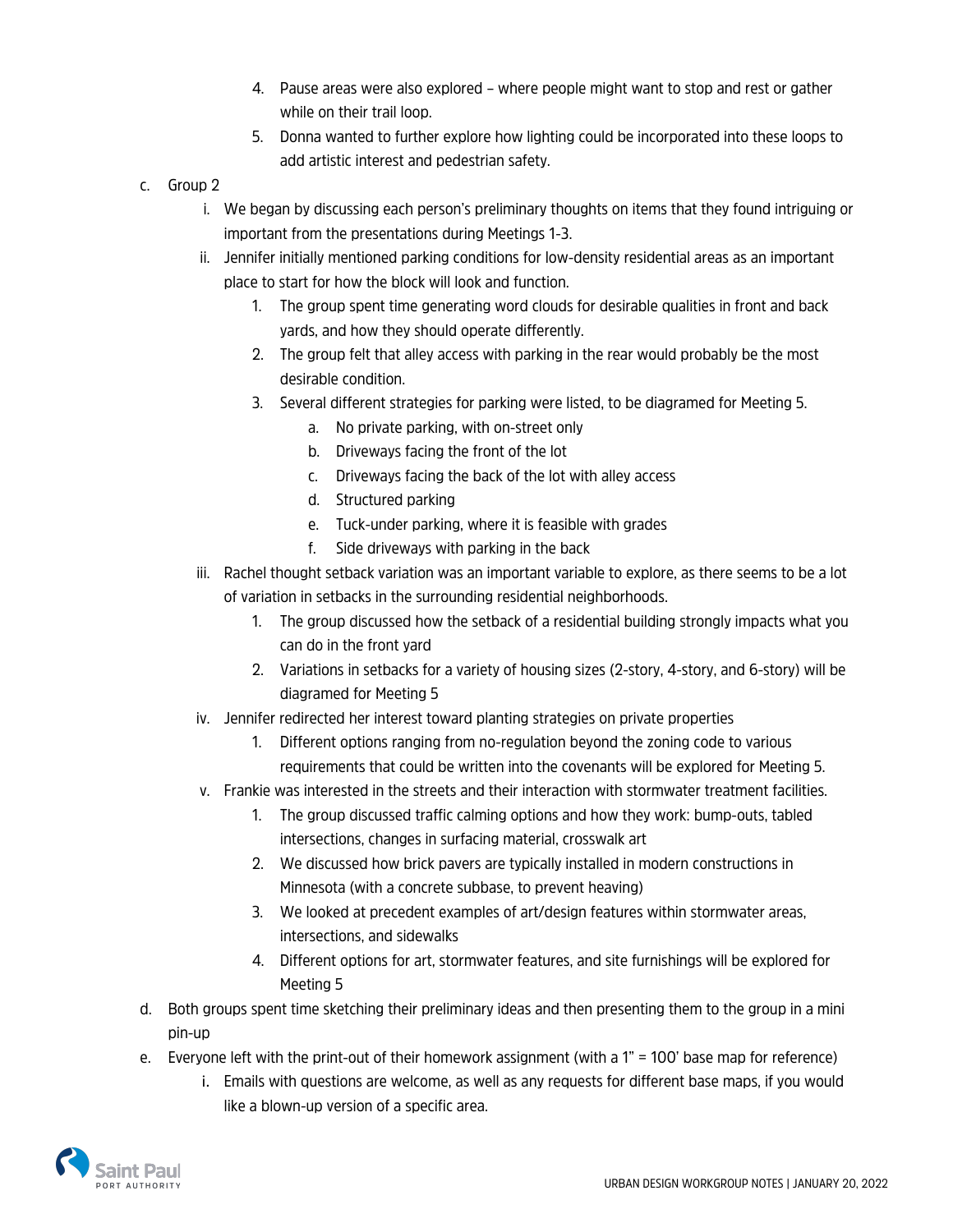4. Pause areas were also explored – where people might want to stop and rest or gather while on their trail loop.
5. Donna wanted to further explore how lighting could be incorporated into these loops to add artistic interest and pedestrian safety.

c. Group 2
   i. We began by discussing each person's preliminary thoughts on items that they found intriguing or important from the presentations during Meetings 1-3.
   ii. Jennifer initially mentioned parking conditions for low-density residential areas as an important place to start for how the block will look and function.
      1. The group spent time generating word clouds for desirable qualities in front and back yards, and how they should operate differently.
      2. The group felt that alley access with parking in the rear would probably be the most desirable condition.
      3. Several different strategies for parking were listed, to be diagramed for Meeting 5.
         a. No private parking, with on-street only
         b. Driveways facing the front of the lot
         c. Driveways facing the back of the lot with alley access
         d. Structured parking
         e. Tuck-under parking, where it is feasible with grades
         f. Side driveways with parking in the back
   iii. Rachel thought setback variation was an important variable to explore, as there seems to be a lot of variation in setbacks in the surrounding residential neighborhoods.
      1. The group discussed how the setback of a residential building strongly impacts what you can do in the front yard
      2. Variations in setbacks for a variety of housing sizes (2-story, 4-story, and 6-story) will be diagramed for Meeting 5
   iv. Jennifer redirected her interest toward planting strategies on private properties
      1. Different options ranging from no-regulation beyond the zoning code to various requirements that could be written into the covenants will be explored for Meeting 5.
   v. Frankie was interested in the streets and their interaction with stormwater treatment facilities.
      1. The group discussed traffic calming options and how they work: bump-outs, tabled intersections, changes in surfacing material, crosswalk art
      2. We discussed how brick pavers are typically installed in modern constructions in Minnesota (with a concrete subbase, to prevent heaving)
      3. We looked at precedent examples of art/design features within stormwater areas, intersections, and sidewalks
      4. Different options for art, stormwater features, and site furnishings will be explored for Meeting 5

d. Both groups spent time sketching their preliminary ideas and then presenting them to the group in a mini pin-up

e. Everyone left with the print-out of their homework assignment (with a 1" = 100' base map for reference)
   i. Emails with questions are welcome, as well as any requests for different base maps, if you would like a blown-up version of a specific area.